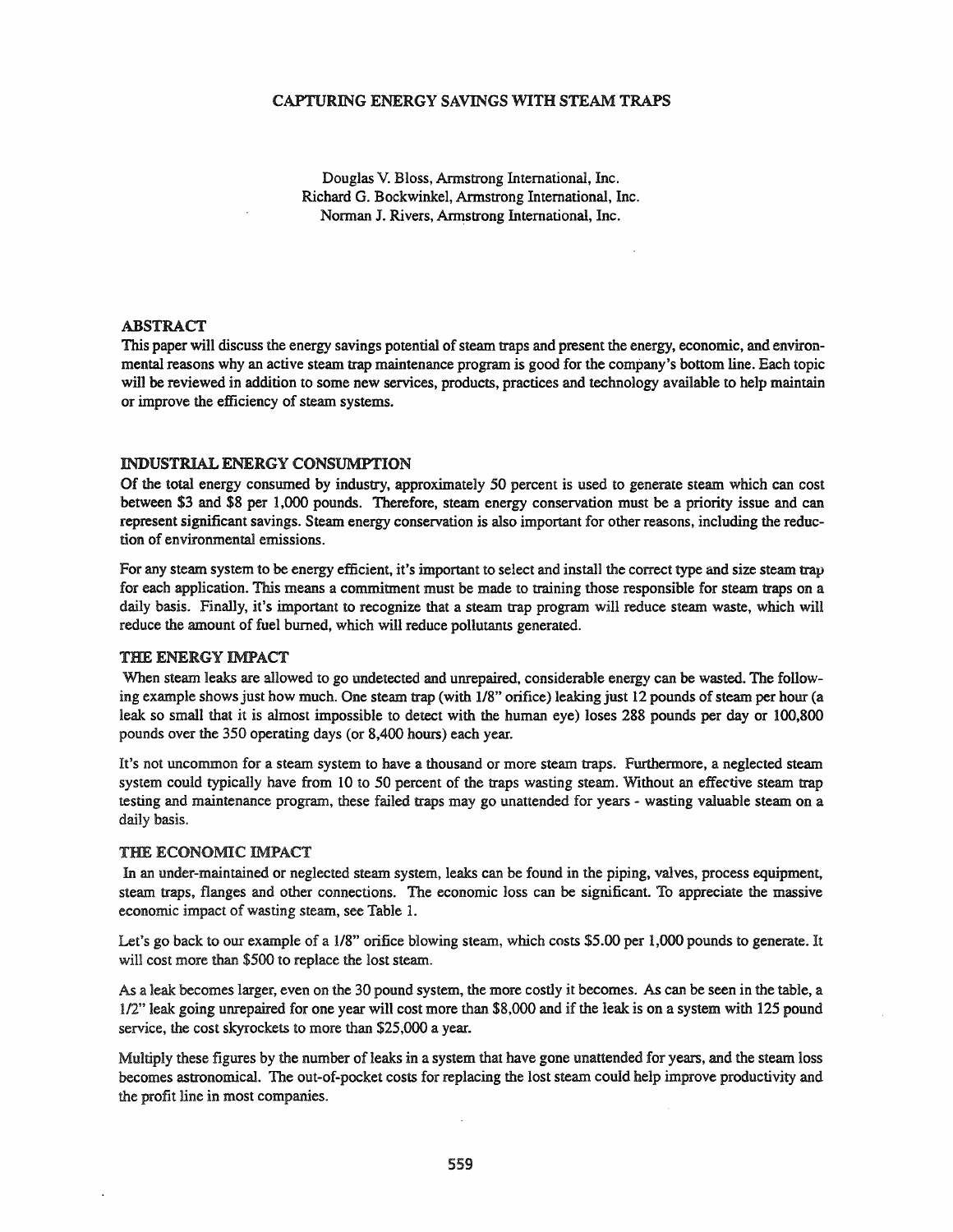# CAPTURING ENERGY SAVINGS WITH STEAM TRAPS

Douglas V. Bloss, Armstrong International, Inc.
Richard G. Bockwinkel, Armstrong International, Inc.
Norman J. Rivers, Armstrong International, Inc.

## ABSTRACT

This paper will discuss the energy savings potential of steam traps and present the energy, economic, and environmental reasons why an active steam trap maintenance program is good for the company's bottom line. Each topic will be reviewed in addition to some new services, products, practices and technology available to help maintain or improve the efficiency of steam systems.

## INDUSTRIAL ENERGY CONSUMPTION

Of the total energy consumed by industry, approximately 50 percent is used to generate steam which can cost between $3 and $8 per 1,000 pounds. Therefore, steam energy conservation must be a priority issue and can represent significant savings. Steam energy conservation is also important for other reasons, including the reduction of environmental emissions.

For any steam system to be energy efficient, it's important to select and install the correct type and size steam trap for each application. This means a commitment must be made to training those responsible for steam traps on a daily basis. Finally, it's important to recognize that a steam trap program will reduce steam waste, which will reduce the amount of fuel burned, which will reduce pollutants generated.

## THE ENERGY IMPACT

When steam leaks are allowed to go undetected and unrepaired, considerable energy can be wasted. The following example shows just how much. One steam trap (with 1/8" orifice) leaking just 12 pounds of steam per hour (a leak so small that it is almost impossible to detect with the human eye) loses 288 pounds per day or 100,800 pounds over the 350 operating days (or 8,400 hours) each year.

It's not uncommon for a steam system to have a thousand or more steam traps. Furthermore, a neglected steam system could typically have from 10 to 50 percent of the traps wasting steam. Without an effective steam trap testing and maintenance program, these failed traps may go unattended for years - wasting valuable steam on a daily basis.

## THE ECONOMIC IMPACT

In an under-maintained or neglected steam system, leaks can be found in the piping, valves, process equipment, steam traps, flanges and other connections. The economic loss can be significant. To appreciate the massive economic impact of wasting steam, see Table 1.

Let's go back to our example of a 1/8" orifice blowing steam, which costs $5.00 per 1,000 pounds to generate. It will cost more than $500 to replace the lost steam.

As a leak becomes larger, even on the 30 pound system, the more costly it becomes. As can be seen in the table, a 1/2" leak going unrepaired for one year will cost more than $8,000 and if the leak is on a system with 125 pound service, the cost skyrockets to more than $25,000 a year.

Multiply these figures by the number of leaks in a system that have gone unattended for years, and the steam loss becomes astronomical. The out-of-pocket costs for replacing the lost steam could help improve productivity and the profit line in most companies.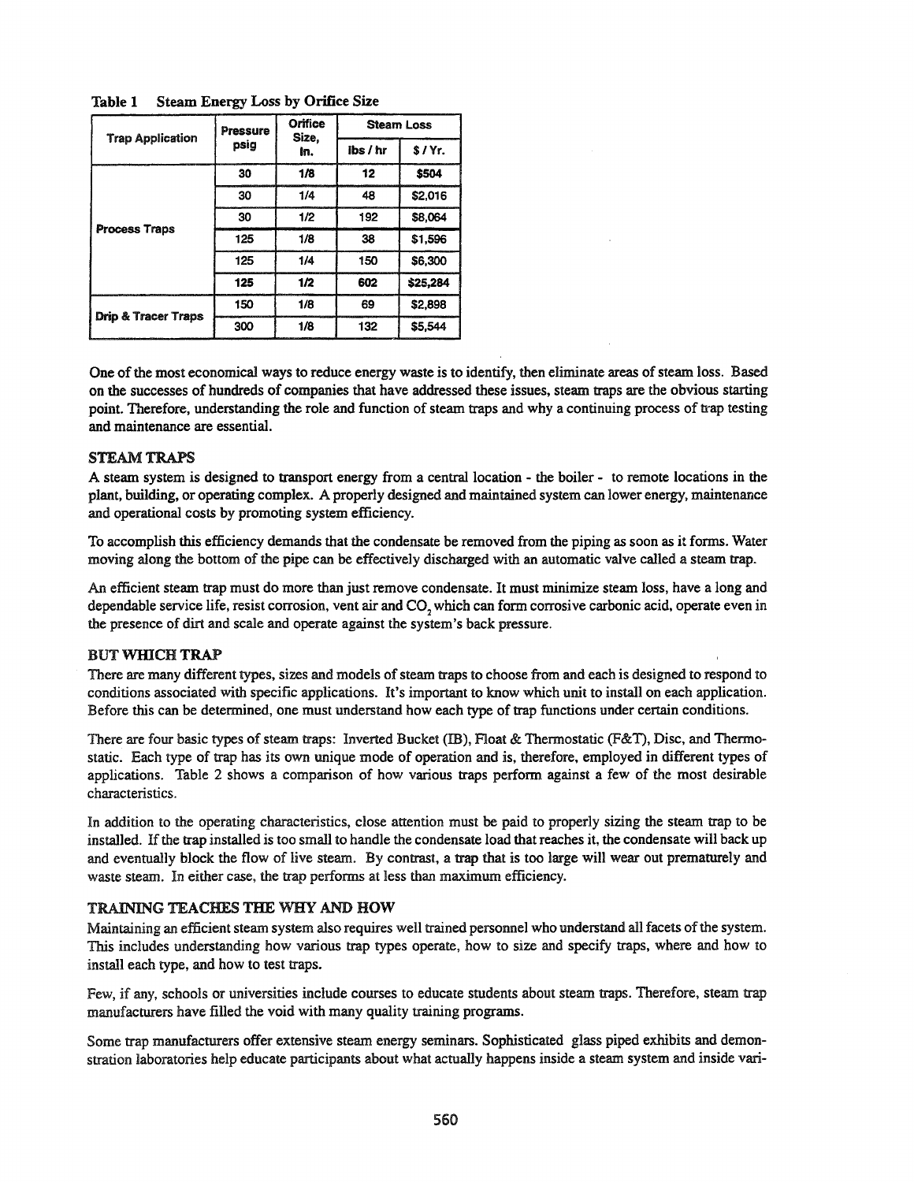**Table 1 Steam Energy Loss by Orifice Size**

| Trap Application | Pressure psig | Orifice Size, In. | Steam Loss | |
|---|---|---|---|---|
| | | | lbs / hr | $ / Yr. |
| Process Traps | 30 | 1/8 | 12 | $504 |
| | 30 | 1/4 | 48 | $2,016 |
| | 30 | 1/2 | 192 | $8,064 |
| | 125 | 1/8 | 38 | $1,596 |
| | 125 | 1/4 | 150 | $6,300 |
| | **125** | **1/2** | **602** | **$25,284** |
| Drip & Tracer Traps | 150 | 1/8 | 69 | $2,898 |
| | 300 | 1/8 | 132 | $5,544 |

One of the most economical ways to reduce energy waste is to identify, then eliminate areas of steam loss. Based on the successes of hundreds of companies that have addressed these issues, steam traps are the obvious starting point. Therefore, understanding the role and function of steam traps and why a continuing process of trap testing and maintenance are essential.

### STEAM TRAPS

A steam system is designed to transport energy from a central location - the boiler - to remote locations in the plant, building, or operating complex. A properly designed and maintained system can lower energy, maintenance and operational costs by promoting system efficiency.

To accomplish this efficiency demands that the condensate be removed from the piping as soon as it forms. Water moving along the bottom of the pipe can be effectively discharged with an automatic valve called a steam trap.

An efficient steam trap must do more than just remove condensate. It must minimize steam loss, have a long and dependable service life, resist corrosion, vent air and $CO_2$ which can form corrosive carbonic acid, operate even in the presence of dirt and scale and operate against the system's back pressure.

### BUT WHICH TRAP

There are many different types, sizes and models of steam traps to choose from and each is designed to respond to conditions associated with specific applications. It's important to know which unit to install on each application. Before this can be determined, one must understand how each type of trap functions under certain conditions.

There are four basic types of steam traps: Inverted Bucket (IB), Float & Thermostatic (F&T), Disc, and Thermostatic. Each type of trap has its own unique mode of operation and is, therefore, employed in different types of applications. Table 2 shows a comparison of how various traps perform against a few of the most desirable characteristics.

In addition to the operating characteristics, close attention must be paid to properly sizing the steam trap to be installed. If the trap installed is too small to handle the condensate load that reaches it, the condensate will back up and eventually block the flow of live steam. By contrast, a trap that is too large will wear out prematurely and waste steam. In either case, the trap performs at less than maximum efficiency.

### TRAINING TEACHES THE WHY AND HOW

Maintaining an efficient steam system also requires well trained personnel who understand all facets of the system. This includes understanding how various trap types operate, how to size and specify traps, where and how to install each type, and how to test traps.

Few, if any, schools or universities include courses to educate students about steam traps. Therefore, steam trap manufacturers have filled the void with many quality training programs.

Some trap manufacturers offer extensive steam energy seminars. Sophisticated glass piped exhibits and demonstration laboratories help educate participants about what actually happens inside a steam system and inside vari-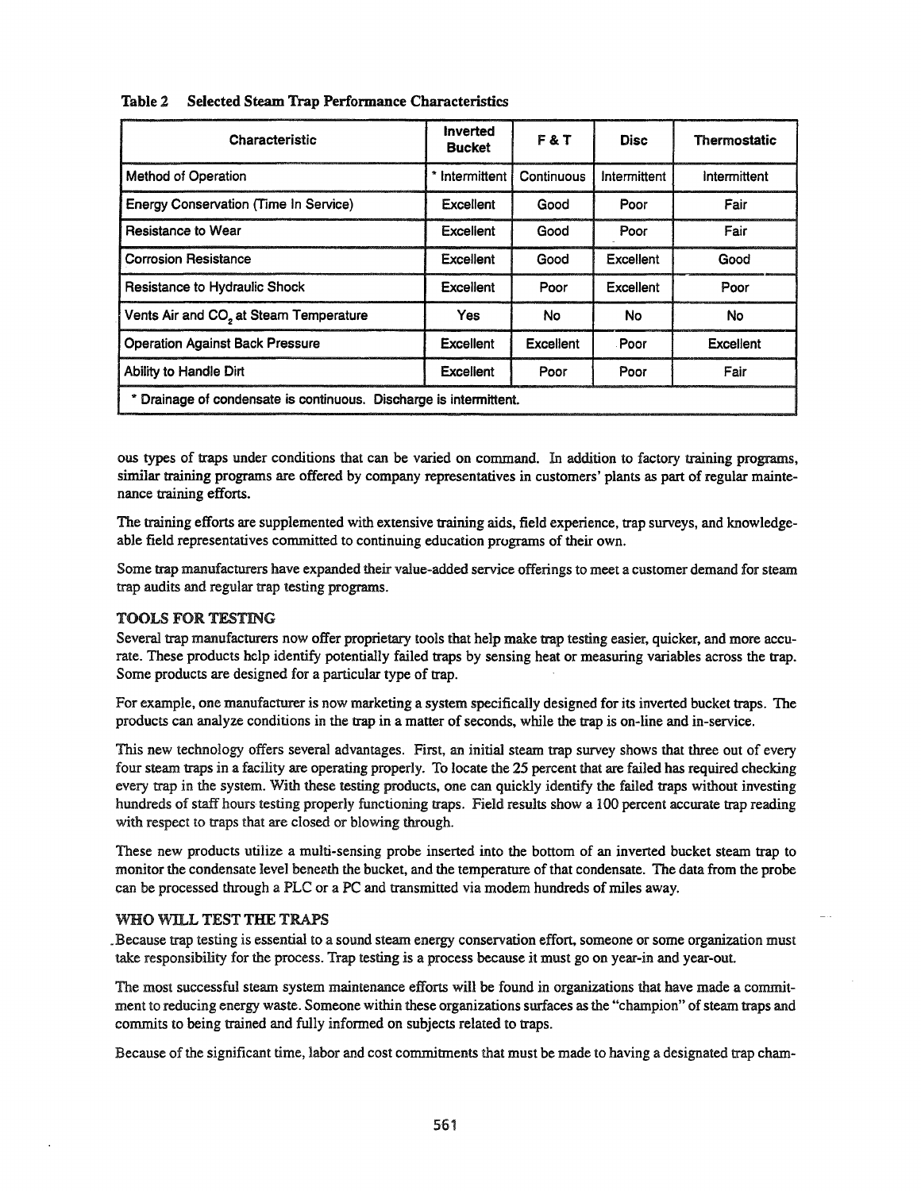**Table 2 Selected Steam Trap Performance Characteristics**

| Characteristic | Inverted Bucket | F & T | Disc | Thermostatic |
|---|---|---|---|---|
| Method of Operation | * Intermittent | Continuous | Intermittent | Intermittent |
| Energy Conservation (Time In Service) | Excellent | Good | Poor | Fair |
| Resistance to Wear | Excellent | Good | Poor | Fair |
| Corrosion Resistance | Excellent | Good | Excellent | Good |
| Resistance to Hydraulic Shock | Excellent | Poor | Excellent | Poor |
| Vents Air and $CO_2$ at Steam Temperature | Yes | No | No | No |
| Operation Against Back Pressure | Excellent | Excellent | Poor | Excellent |
| Ability to Handle Dirt | Excellent | Poor | Poor | Fair |
| * Drainage of condensate is continuous. Discharge is intermittent. | | | | |

ous types of traps under conditions that can be varied on command. In addition to factory training programs, similar training programs are offered by company representatives in customers' plants as part of regular maintenance training efforts.

The training efforts are supplemented with extensive training aids, field experience, trap surveys, and knowledgeable field representatives committed to continuing education programs of their own.

Some trap manufacturers have expanded their value-added service offerings to meet a customer demand for steam trap audits and regular trap testing programs.

## TOOLS FOR TESTING

Several trap manufacturers now offer proprietary tools that help make trap testing easier, quicker, and more accurate. These products help identify potentially failed traps by sensing heat or measuring variables across the trap. Some products are designed for a particular type of trap.

For example, one manufacturer is now marketing a system specifically designed for its inverted bucket traps. The products can analyze conditions in the trap in a matter of seconds, while the trap is on-line and in-service.

This new technology offers several advantages. First, an initial steam trap survey shows that three out of every four steam traps in a facility are operating properly. To locate the 25 percent that are failed has required checking every trap in the system. With these testing products, one can quickly identify the failed traps without investing hundreds of staff hours testing properly functioning traps. Field results show a 100 percent accurate trap reading with respect to traps that are closed or blowing through.

These new products utilize a multi-sensing probe inserted into the bottom of an inverted bucket steam trap to monitor the condensate level beneath the bucket, and the temperature of that condensate. The data from the probe can be processed through a PLC or a PC and transmitted via modem hundreds of miles away.

## WHO WILL TEST THE TRAPS

Because trap testing is essential to a sound steam energy conservation effort, someone or some organization must take responsibility for the process. Trap testing is a process because it must go on year-in and year-out.

The most successful steam system maintenance efforts will be found in organizations that have made a commitment to reducing energy waste. Someone within these organizations surfaces as the "champion" of steam traps and commits to being trained and fully informed on subjects related to traps.

Because of the significant time, labor and cost commitments that must be made to having a designated trap cham-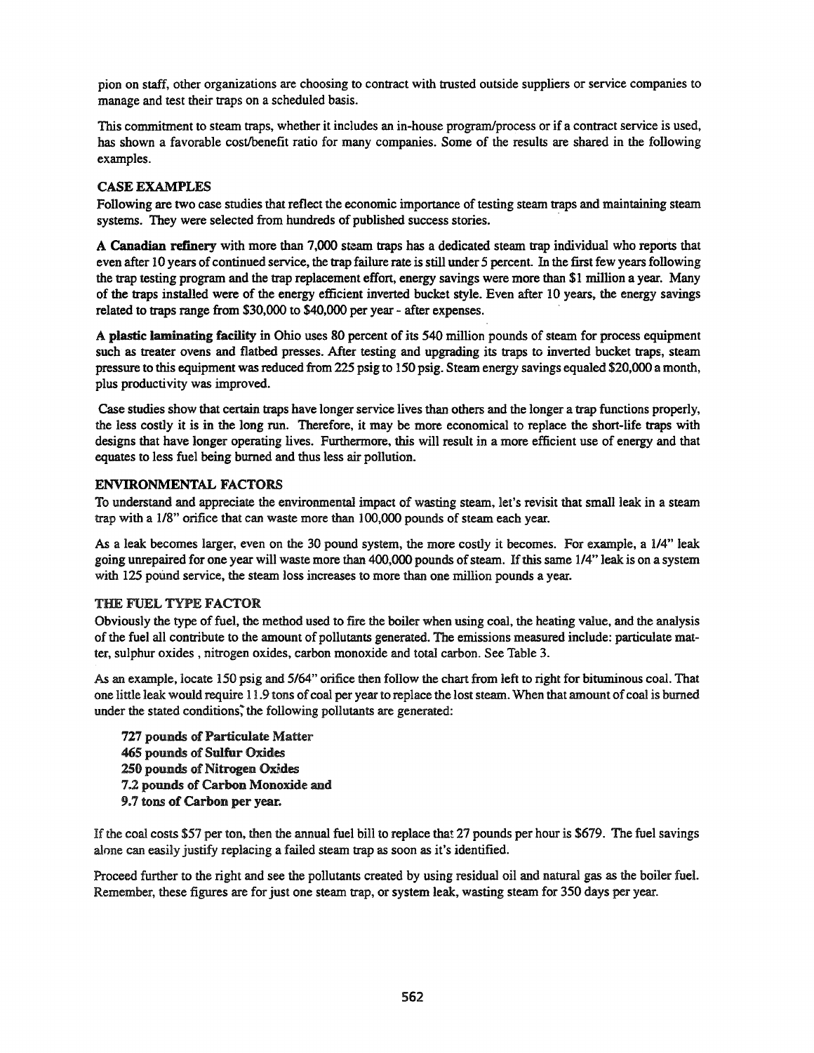pion on staff, other organizations are choosing to contract with trusted outside suppliers or service companies to manage and test their traps on a scheduled basis.

This commitment to steam traps, whether it includes an in-house program/process or if a contract service is used, has shown a favorable cost/benefit ratio for many companies. Some of the results are shared in the following examples.

## CASE EXAMPLES

Following are two case studies that reflect the economic importance of testing steam traps and maintaining steam systems. They were selected from hundreds of published success stories.

**A Canadian refinery** with more than 7,000 steam traps has a dedicated steam trap individual who reports that even after 10 years of continued service, the trap failure rate is still under 5 percent. In the first few years following the trap testing program and the trap replacement effort, energy savings were more than $1 million a year. Many of the traps installed were of the energy efficient inverted bucket style. Even after 10 years, the energy savings related to traps range from $30,000 to $40,000 per year - after expenses.

**A plastic laminating facility** in Ohio uses 80 percent of its 540 million pounds of steam for process equipment such as treater ovens and flatbed presses. After testing and upgrading its traps to inverted bucket traps, steam pressure to this equipment was reduced from 225 psig to 150 psig. Steam energy savings equaled $20,000 a month, plus productivity was improved.

Case studies show that certain traps have longer service lives than others and the longer a trap functions properly, the less costly it is in the long run. Therefore, it may be more economical to replace the short-life traps with designs that have longer operating lives. Furthermore, this will result in a more efficient use of energy and that equates to less fuel being burned and thus less air pollution.

## ENVIRONMENTAL FACTORS

To understand and appreciate the environmental impact of wasting steam, let's revisit that small leak in a steam trap with a 1/8" orifice that can waste more than 100,000 pounds of steam each year.

As a leak becomes larger, even on the 30 pound system, the more costly it becomes. For example, a 1/4" leak going unrepaired for one year will waste more than 400,000 pounds of steam. If this same 1/4" leak is on a system with 125 pound service, the steam loss increases to more than one million pounds a year.

## THE FUEL TYPE FACTOR

Obviously the type of fuel, the method used to fire the boiler when using coal, the heating value, and the analysis of the fuel all contribute to the amount of pollutants generated. The emissions measured include: particulate matter, sulphur oxides , nitrogen oxides, carbon monoxide and total carbon. See Table 3.

As an example, locate 150 psig and 5/64" orifice then follow the chart from left to right for bituminous coal. That one little leak would require 11.9 tons of coal per year to replace the lost steam. When that amount of coal is burned under the stated conditions, the following pollutants are generated:

**727 pounds of Particulate Matter**
**465 pounds of Sulfur Oxides**
**250 pounds of Nitrogen Oxides**
**7.2 pounds of Carbon Monoxide and**
**9.7 tons of Carbon per year.**

If the coal costs $57 per ton, then the annual fuel bill to replace that 27 pounds per hour is $679. The fuel savings alone can easily justify replacing a failed steam trap as soon as it's identified.

Proceed further to the right and see the pollutants created by using residual oil and natural gas as the boiler fuel. Remember, these figures are for just one steam trap, or system leak, wasting steam for 350 days per year.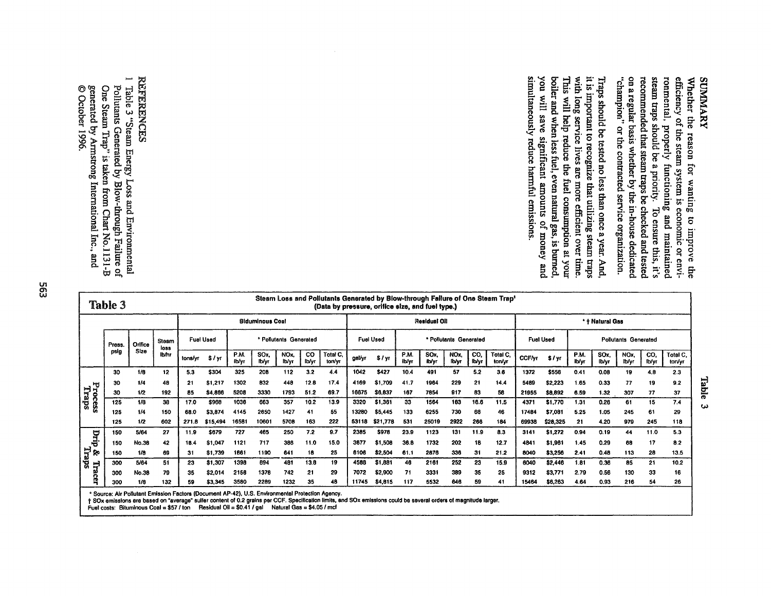## SUMMARY

Whether the reason for wanting to improve the efficiency of the steam system is economic or environmental, properly functioning and maintained steam traps should be a priority. To ensure this, it's recommended that steam traps be checked and tested on a regular basis whether by the in-house dedicated "champion" or the contracted service organization.

Traps should be tested no less than once a year. And, it is important to recognize that utilizing steam traps with long service lives are more efficient over time. This will help reduce the fuel consumption at your boiler and when less fuel, even natural gas, is burned, you will save significant amounts of money and simultaneously reduce harmful emissions.

## REFERENCES

1 Table 3 "Steam Energy Loss and Environmental Pollutants Generated by Blow-through Failure of One Steam Trap" is taken from Chart No.1131-B generated by Armstrong International Inc., and © October 1996.

**Table 3**

Steam Loss and Pollutants Generated by Blow-through Failure of One Steam Trap[1] (Data by pressure, orifice size, and fuel type.)

| | | | | Biduminous Coal | | | | | | | Residual Oil | | | | | | | * † Natural Gas | | | | | | |
|---|---|---|---|---|---|---|---|---|---|---|---|---|---|---|---|---|---|---|---|---|---|---|---|---|
| | | | | Fuel Used | | * Pollutants Generated | | | | | Fuel Used | | * Pollutants Generated | | | | | Fuel Used | | Pollutants Generated | | | | |
| | Press. psig | Orifice Size | Steam loss lb/hr | tons/yr | $ / yr | P.M. lb/yr | SOx, lb/yr | NOx, lb/yr | CO lb/yr | Total C, ton/yr | gal/yr | $ / yr | P.M. lb/yr | SOx, lb/yr | NOx, lb/yr | CO, lb/yr | Total C, ton/yr | CCF/yr | $ / yr | P.M. lb/yr | SOx, lb/yr | NOx, lb/yr | CO, lb/yr | Total C, ton/yr |
| Process Traps | 30 | 1/8 | 12 | 5.3 | $304 | 325 | 208 | 112 | 3.2 | 4.4 | 1042 | $427 | 10.4 | 491 | 57 | 5.2 | 3.6 | 1372 | $556 | 0.41 | 0.08 | 19 | 4.8 | 2.3 |
| | 30 | 1/4 | 48 | 21 | $1,217 | 1302 | 832 | 448 | 12.8 | 17.4 | 4169 | $1,709 | 41.7 | 1964 | 229 | 21 | 14.4 | 5489 | $2,223 | 1.65 | 0.33 | 77 | 19 | 9.2 |
| | 30 | 1/2 | 192 | 85 | $4,866 | 5208 | 3330 | 1793 | 51.2 | 69.7 | 16675 | $6,837 | 167 | 7854 | 917 | 83 | 58 | 21955 | $8,892 | 6.59 | 1.32 | 307 | 77 | 37 |
| | 125 | 1/8 | 38 | 17.0 | $968 | 1036 | 663 | 357 | 10.2 | 13.9 | 3320 | $1,361 | 33 | 1564 | 183 | 16.6 | 11.5 | 4371 | $1,770 | 1.31 | 0.26 | 61 | 15 | 7.4 |
| | 125 | 1/4 | 150 | 68.0 | $3,874 | 4145 | 2650 | 1427 | 41 | 55 | 13280 | $5,445 | 133 | 6255 | 730 | 66 | 46 | 17484 | $7,081 | 5.25 | 1.05 | 245 | 61 | 29 |
| | 125 | 1/2 | 602 | 271.8 | $15,494 | 16581 | 10601 | 5708 | 163 | 222 | 53118 | $21,778 | 531 | 25019 | 2922 | 266 | 184 | 69938 | $28,325 | 21 | 4.20 | 979 | 245 | 118 |
| Drip & Tracer Traps | 150 | 5/64 | 27 | 11.9 | $679 | 727 | 465 | 250 | 7.2 | 9.7 | 2385 | $978 | 23.9 | 1123 | 131 | 11.9 | 8.3 | 3141 | $1,272 | 0.94 | 0.19 | 44 | 11.0 | 5.3 |
| | 150 | No.38 | 42 | 18.4 | $1,047 | 1121 | 717 | 386 | 11.0 | 15.0 | 3677 | $1,508 | 36.8 | 1732 | 202 | 18 | 12.7 | 4841 | $1,961 | 1.45 | 0.29 | 68 | 17 | 8.2 |
| | 150 | 1/8 | 69 | 31 | $1,739 | 1861 | 1190 | 641 | 18 | 25 | 6106 | $2,504 | 61.1 | 2876 | 336 | 31 | 21.2 | 8040 | $3,256 | 2.41 | 0.48 | 113 | 28 | 13.5 |
| | 300 | 5/64 | 51 | 23 | $1,307 | 1398 | 894 | 481 | 13.8 | 19 | 4588 | $1,881 | 46 | 2161 | 252 | 23 | 15.9 | 6040 | $2,446 | 1.81 | 0.36 | 85 | 21 | 10.2 |
| | 300 | No.38 | 79 | 35 | $2,014 | 2156 | 1378 | 742 | 21 | 29 | 7072 | $2,900 | 71 | 3331 | 389 | 35 | 25 | 9312 | $3,771 | 2.79 | 0.56 | 130 | 33 | 16 |
| | 300 | 1/8 | 132 | 59 | $3,345 | 3580 | 2289 | 1232 | 35 | 48 | 11745 | $4,815 | 117 | 5532 | 646 | 59 | 41 | 15464 | $6,263 | 4.64 | 0.93 | 216 | 54 | 26 |

\* Source: Air Pollutant Emission Factors (Document AP-42), U.S. Environmental Protection Agency.
† SOx emissions are based on "average" sulfer content of 0.2 grains per CCF. Specification limits, and SOx emissions could be several orders of magnitude larger.
Fuel costs: Bituminous Coal = $57 / ton  Residual Oil = $0.41 / gal  Natural Gas = $4.05 / mcf